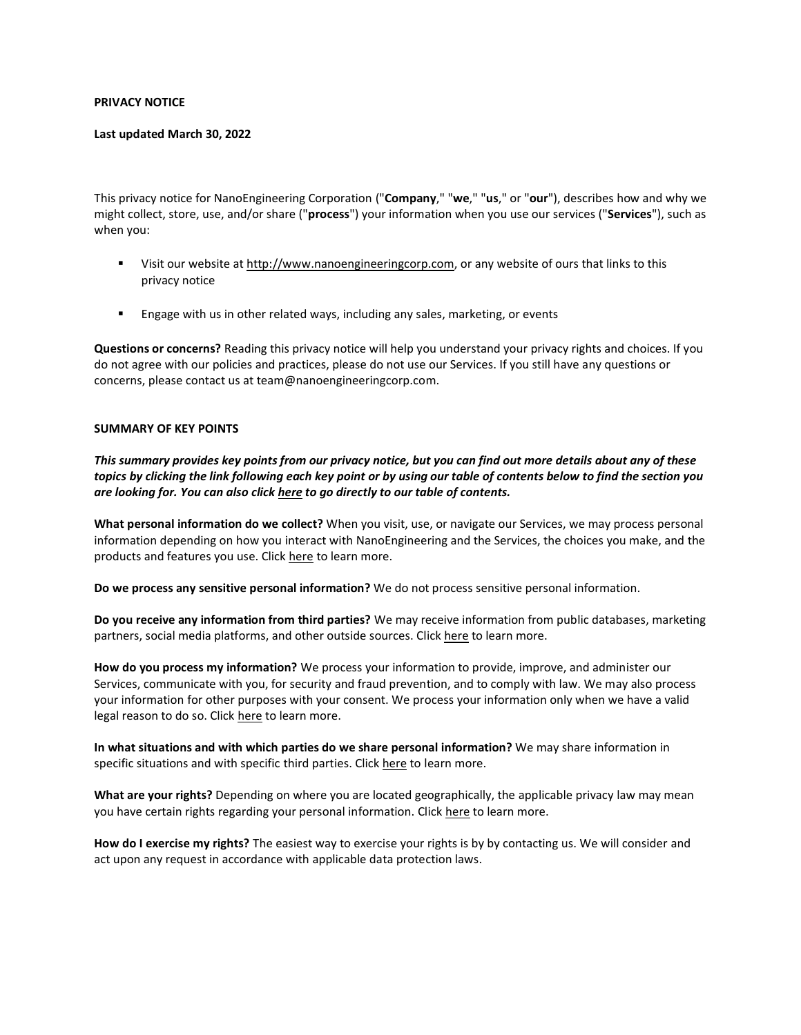**PRIVACY NOTICE**

**Last updated March 30, 2022**

This privacy notice for NanoEngineering Corporation ("**Company**," "**we**," "**us**," or "**our**"), describes how and why we might collect, store, use, and/or share ("**process**") your information when you use our services ("**Services**"), such as when you:

- Visit our website at http://www.nanoengineeringcorp.com, or any website of ours that links to this privacy notice
- Engage with us in other related ways, including any sales, marketing, or events

**Questions or concerns?** Reading this privacy notice will help you understand your privacy rights and choices. If you do not agree with our policies and practices, please do not use our Services. If you still have any questions or concerns, please contact us at team@nanoengineeringcorp.com.

**SUMMARY OF KEY POINTS**

***This summary provides key points from our privacy notice, but you can find out more details about any of these topics by clicking the link following each key point or by using our table of contents below to find the section you are looking for. You can also click here to go directly to our table of contents.***

**What personal information do we collect?** When you visit, use, or navigate our Services, we may process personal information depending on how you interact with NanoEngineering and the Services, the choices you make, and the products and features you use. Click here to learn more.

**Do we process any sensitive personal information?** We do not process sensitive personal information.

**Do you receive any information from third parties?** We may receive information from public databases, marketing partners, social media platforms, and other outside sources. Click here to learn more.

**How do you process my information?** We process your information to provide, improve, and administer our Services, communicate with you, for security and fraud prevention, and to comply with law. We may also process your information for other purposes with your consent. We process your information only when we have a valid legal reason to do so. Click here to learn more.

**In what situations and with which parties do we share personal information?** We may share information in specific situations and with specific third parties. Click here to learn more.

**What are your rights?** Depending on where you are located geographically, the applicable privacy law may mean you have certain rights regarding your personal information. Click here to learn more.

**How do I exercise my rights?** The easiest way to exercise your rights is by by contacting us. We will consider and act upon any request in accordance with applicable data protection laws.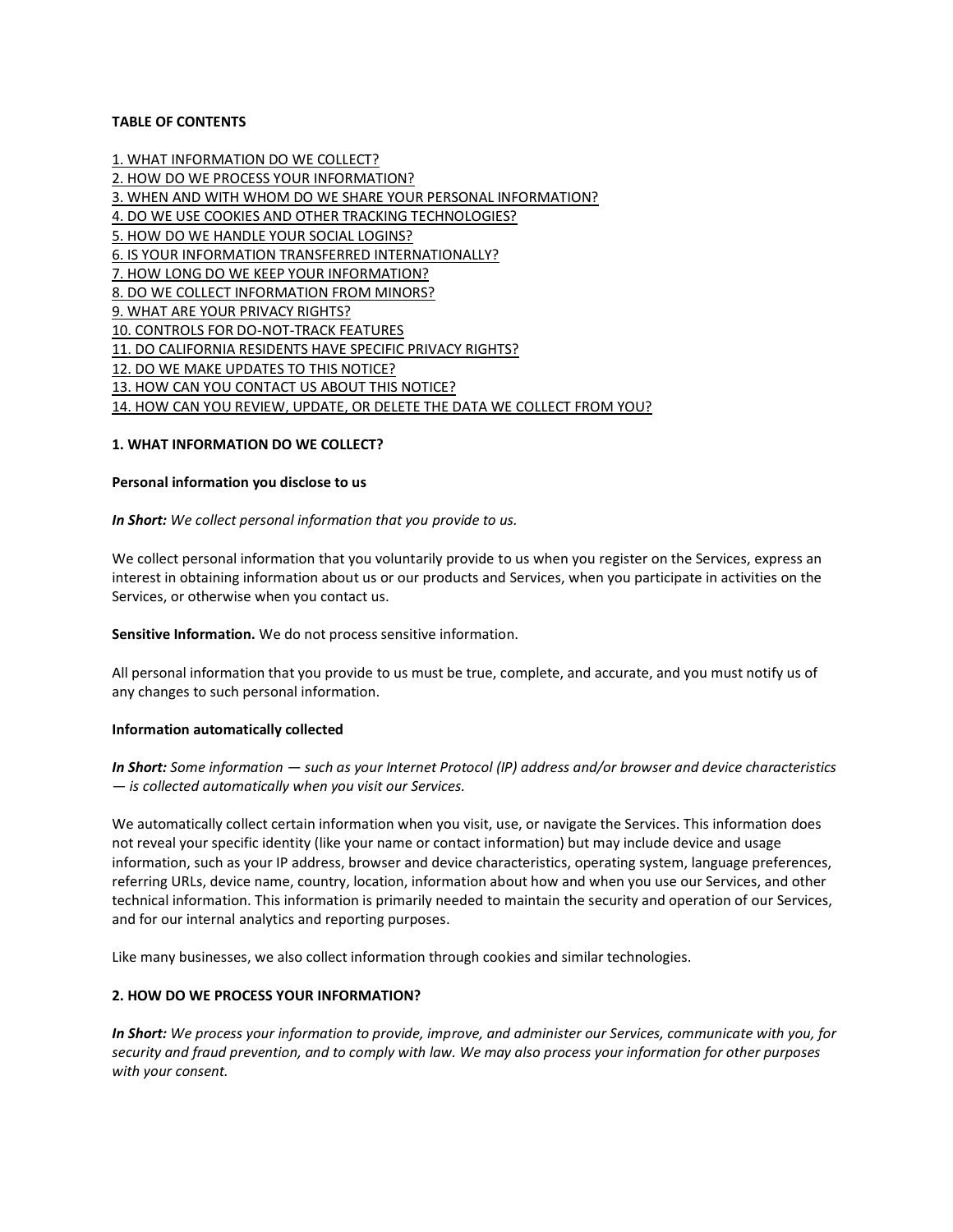**TABLE OF CONTENTS**

1. WHAT INFORMATION DO WE COLLECT?
2. HOW DO WE PROCESS YOUR INFORMATION?
3. WHEN AND WITH WHOM DO WE SHARE YOUR PERSONAL INFORMATION?
4. DO WE USE COOKIES AND OTHER TRACKING TECHNOLOGIES?
5. HOW DO WE HANDLE YOUR SOCIAL LOGINS?
6. IS YOUR INFORMATION TRANSFERRED INTERNATIONALLY?
7. HOW LONG DO WE KEEP YOUR INFORMATION?
8. DO WE COLLECT INFORMATION FROM MINORS?
9. WHAT ARE YOUR PRIVACY RIGHTS?
10. CONTROLS FOR DO-NOT-TRACK FEATURES
11. DO CALIFORNIA RESIDENTS HAVE SPECIFIC PRIVACY RIGHTS?
12. DO WE MAKE UPDATES TO THIS NOTICE?
13. HOW CAN YOU CONTACT US ABOUT THIS NOTICE?
14. HOW CAN YOU REVIEW, UPDATE, OR DELETE THE DATA WE COLLECT FROM YOU?

## 1. WHAT INFORMATION DO WE COLLECT?

### Personal information you disclose to us

***In Short:*** *We collect personal information that you provide to us.*

We collect personal information that you voluntarily provide to us when you register on the Services, express an interest in obtaining information about us or our products and Services, when you participate in activities on the Services, or otherwise when you contact us.

**Sensitive Information.** We do not process sensitive information.

All personal information that you provide to us must be true, complete, and accurate, and you must notify us of any changes to such personal information.

### Information automatically collected

***In Short:*** *Some information — such as your Internet Protocol (IP) address and/or browser and device characteristics — is collected automatically when you visit our Services.*

We automatically collect certain information when you visit, use, or navigate the Services. This information does not reveal your specific identity (like your name or contact information) but may include device and usage information, such as your IP address, browser and device characteristics, operating system, language preferences, referring URLs, device name, country, location, information about how and when you use our Services, and other technical information. This information is primarily needed to maintain the security and operation of our Services, and for our internal analytics and reporting purposes.

Like many businesses, we also collect information through cookies and similar technologies.

## 2. HOW DO WE PROCESS YOUR INFORMATION?

***In Short:*** *We process your information to provide, improve, and administer our Services, communicate with you, for security and fraud prevention, and to comply with law. We may also process your information for other purposes with your consent.*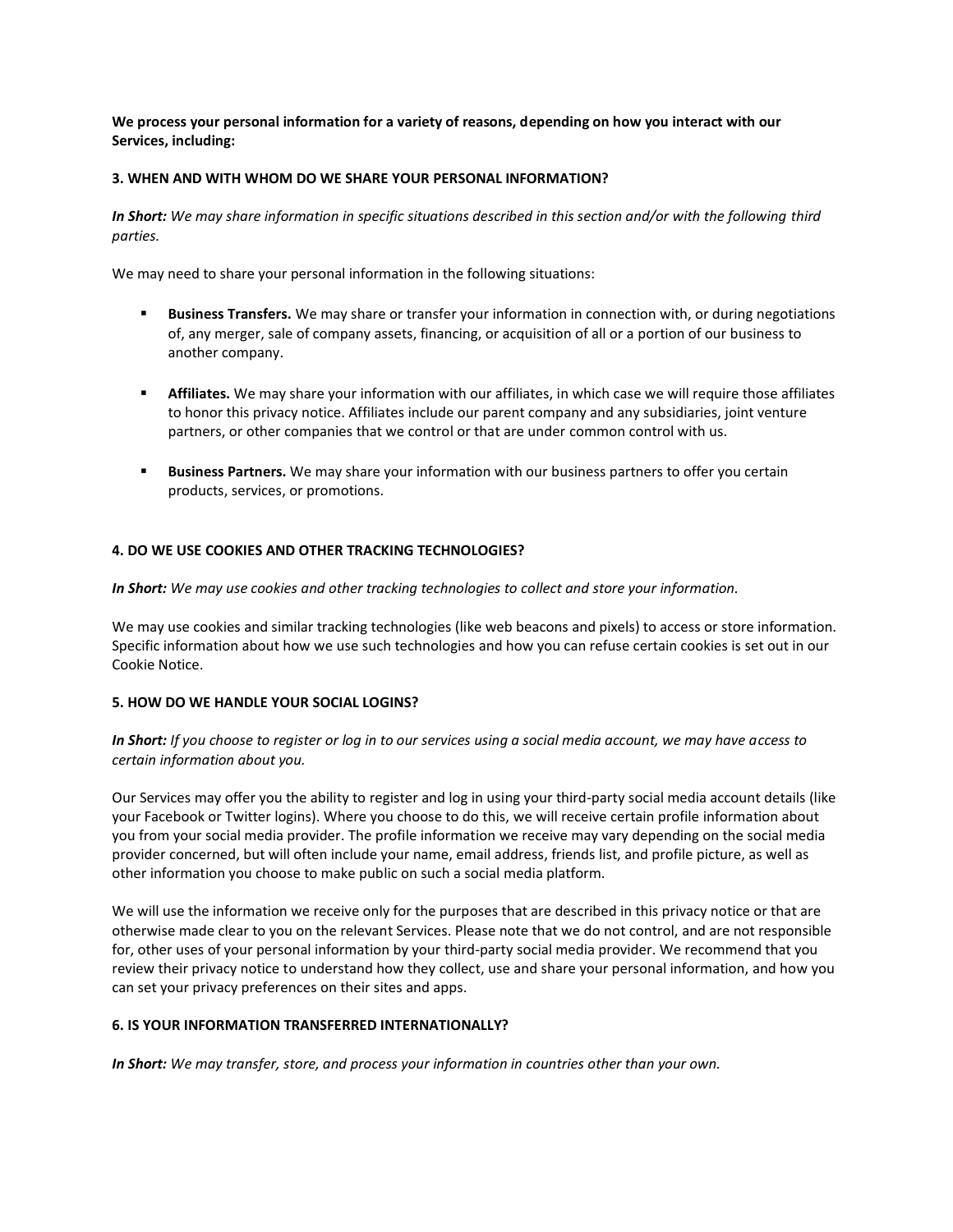**We process your personal information for a variety of reasons, depending on how you interact with our Services, including:**

### 3. WHEN AND WITH WHOM DO WE SHARE YOUR PERSONAL INFORMATION?

***In Short:*** *We may share information in specific situations described in this section and/or with the following third parties.*

We may need to share your personal information in the following situations:

- **Business Transfers.** We may share or transfer your information in connection with, or during negotiations of, any merger, sale of company assets, financing, or acquisition of all or a portion of our business to another company.

- **Affiliates.** We may share your information with our affiliates, in which case we will require those affiliates to honor this privacy notice. Affiliates include our parent company and any subsidiaries, joint venture partners, or other companies that we control or that are under common control with us.

- **Business Partners.** We may share your information with our business partners to offer you certain products, services, or promotions.

### 4. DO WE USE COOKIES AND OTHER TRACKING TECHNOLOGIES?

***In Short:*** *We may use cookies and other tracking technologies to collect and store your information.*

We may use cookies and similar tracking technologies (like web beacons and pixels) to access or store information. Specific information about how we use such technologies and how you can refuse certain cookies is set out in our Cookie Notice.

### 5. HOW DO WE HANDLE YOUR SOCIAL LOGINS?

***In Short:*** *If you choose to register or log in to our services using a social media account, we may have access to certain information about you.*

Our Services may offer you the ability to register and log in using your third-party social media account details (like your Facebook or Twitter logins). Where you choose to do this, we will receive certain profile information about you from your social media provider. The profile information we receive may vary depending on the social media provider concerned, but will often include your name, email address, friends list, and profile picture, as well as other information you choose to make public on such a social media platform.

We will use the information we receive only for the purposes that are described in this privacy notice or that are otherwise made clear to you on the relevant Services. Please note that we do not control, and are not responsible for, other uses of your personal information by your third-party social media provider. We recommend that you review their privacy notice to understand how they collect, use and share your personal information, and how you can set your privacy preferences on their sites and apps.

### 6. IS YOUR INFORMATION TRANSFERRED INTERNATIONALLY?

***In Short:*** *We may transfer, store, and process your information in countries other than your own.*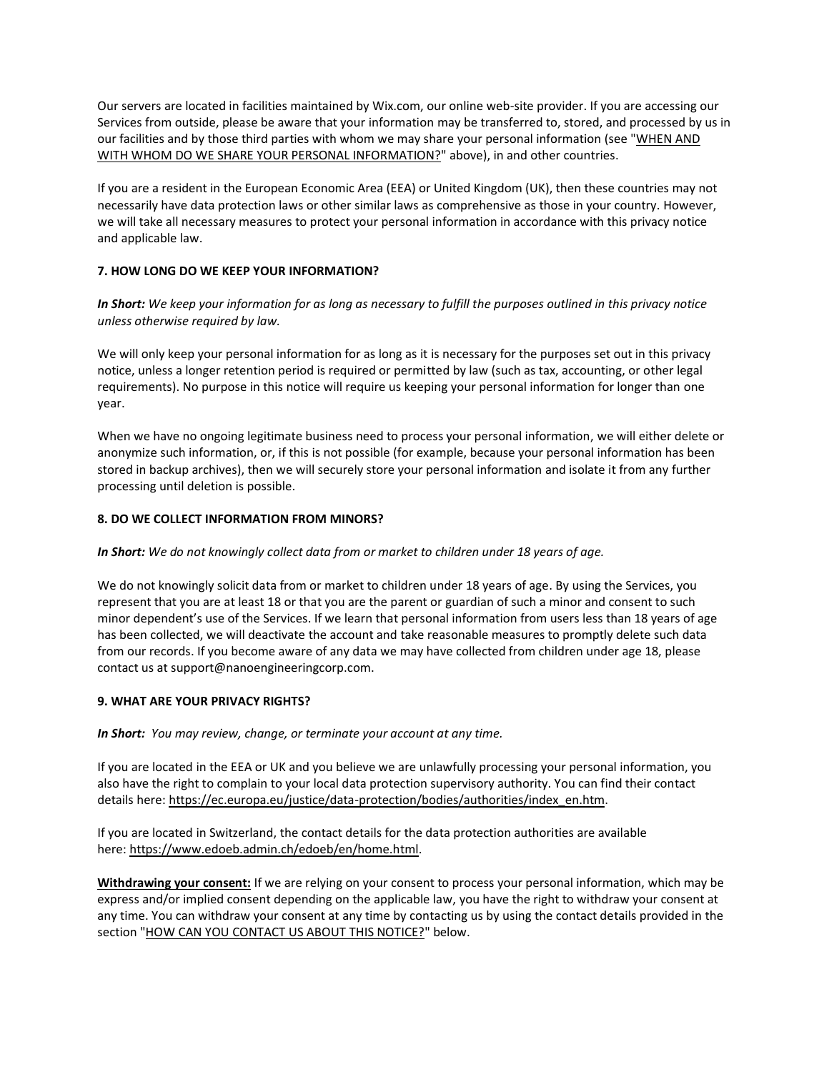Our servers are located in facilities maintained by Wix.com, our online web-site provider. If you are accessing our Services from outside, please be aware that your information may be transferred to, stored, and processed by us in our facilities and by those third parties with whom we may share your personal information (see "WHEN AND WITH WHOM DO WE SHARE YOUR PERSONAL INFORMATION?" above), in and other countries.

If you are a resident in the European Economic Area (EEA) or United Kingdom (UK), then these countries may not necessarily have data protection laws or other similar laws as comprehensive as those in your country. However, we will take all necessary measures to protect your personal information in accordance with this privacy notice and applicable law.

### 7. HOW LONG DO WE KEEP YOUR INFORMATION?

***In Short:*** *We keep your information for as long as necessary to fulfill the purposes outlined in this privacy notice unless otherwise required by law.*

We will only keep your personal information for as long as it is necessary for the purposes set out in this privacy notice, unless a longer retention period is required or permitted by law (such as tax, accounting, or other legal requirements). No purpose in this notice will require us keeping your personal information for longer than one year.

When we have no ongoing legitimate business need to process your personal information, we will either delete or anonymize such information, or, if this is not possible (for example, because your personal information has been stored in backup archives), then we will securely store your personal information and isolate it from any further processing until deletion is possible.

### 8. DO WE COLLECT INFORMATION FROM MINORS?

***In Short:*** *We do not knowingly collect data from or market to children under 18 years of age.*

We do not knowingly solicit data from or market to children under 18 years of age. By using the Services, you represent that you are at least 18 or that you are the parent or guardian of such a minor and consent to such minor dependent's use of the Services. If we learn that personal information from users less than 18 years of age has been collected, we will deactivate the account and take reasonable measures to promptly delete such data from our records. If you become aware of any data we may have collected from children under age 18, please contact us at support@nanoengineeringcorp.com.

### 9. WHAT ARE YOUR PRIVACY RIGHTS?

***In Short:*** *You may review, change, or terminate your account at any time.*

If you are located in the EEA or UK and you believe we are unlawfully processing your personal information, you also have the right to complain to your local data protection supervisory authority. You can find their contact details here: https://ec.europa.eu/justice/data-protection/bodies/authorities/index_en.htm.

If you are located in Switzerland, the contact details for the data protection authorities are available here: https://www.edoeb.admin.ch/edoeb/en/home.html.

**Withdrawing your consent:** If we are relying on your consent to process your personal information, which may be express and/or implied consent depending on the applicable law, you have the right to withdraw your consent at any time. You can withdraw your consent at any time by contacting us by using the contact details provided in the section "HOW CAN YOU CONTACT US ABOUT THIS NOTICE?" below.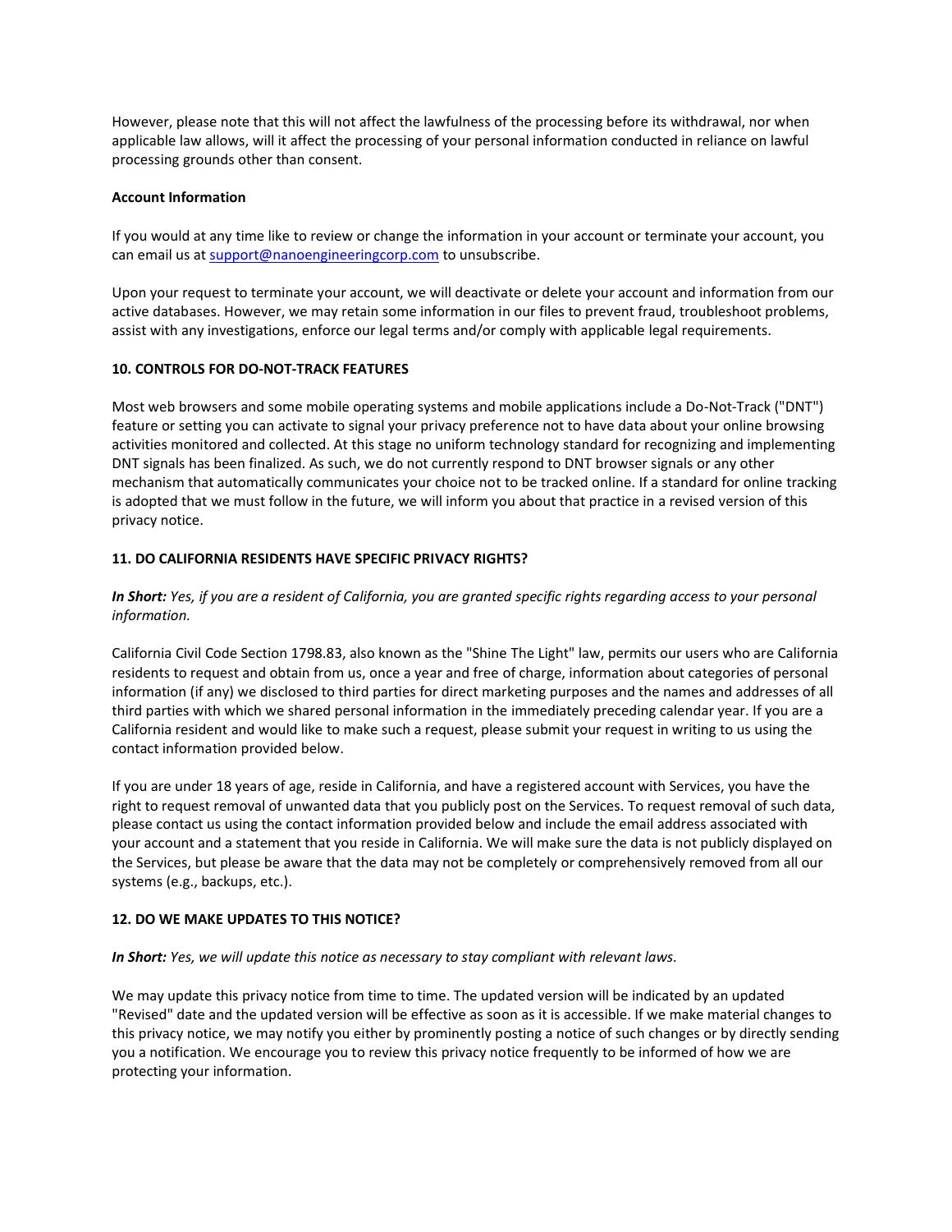However, please note that this will not affect the lawfulness of the processing before its withdrawal, nor when applicable law allows, will it affect the processing of your personal information conducted in reliance on lawful processing grounds other than consent.

**Account Information**

If you would at any time like to review or change the information in your account or terminate your account, you can email us at [support@nanoengineeringcorp.com](mailto:support@nanoengineeringcorp.com) to unsubscribe.

Upon your request to terminate your account, we will deactivate or delete your account and information from our active databases. However, we may retain some information in our files to prevent fraud, troubleshoot problems, assist with any investigations, enforce our legal terms and/or comply with applicable legal requirements.

**10. CONTROLS FOR DO-NOT-TRACK FEATURES**

Most web browsers and some mobile operating systems and mobile applications include a Do-Not-Track ("DNT") feature or setting you can activate to signal your privacy preference not to have data about your online browsing activities monitored and collected. At this stage no uniform technology standard for recognizing and implementing DNT signals has been finalized. As such, we do not currently respond to DNT browser signals or any other mechanism that automatically communicates your choice not to be tracked online. If a standard for online tracking is adopted that we must follow in the future, we will inform you about that practice in a revised version of this privacy notice.

**11. DO CALIFORNIA RESIDENTS HAVE SPECIFIC PRIVACY RIGHTS?**

***In Short:*** *Yes, if you are a resident of California, you are granted specific rights regarding access to your personal information.*

California Civil Code Section 1798.83, also known as the "Shine The Light" law, permits our users who are California residents to request and obtain from us, once a year and free of charge, information about categories of personal information (if any) we disclosed to third parties for direct marketing purposes and the names and addresses of all third parties with which we shared personal information in the immediately preceding calendar year. If you are a California resident and would like to make such a request, please submit your request in writing to us using the contact information provided below.

If you are under 18 years of age, reside in California, and have a registered account with Services, you have the right to request removal of unwanted data that you publicly post on the Services. To request removal of such data, please contact us using the contact information provided below and include the email address associated with your account and a statement that you reside in California. We will make sure the data is not publicly displayed on the Services, but please be aware that the data may not be completely or comprehensively removed from all our systems (e.g., backups, etc.).

**12. DO WE MAKE UPDATES TO THIS NOTICE?**

***In Short:*** *Yes, we will update this notice as necessary to stay compliant with relevant laws.*

We may update this privacy notice from time to time. The updated version will be indicated by an updated "Revised" date and the updated version will be effective as soon as it is accessible. If we make material changes to this privacy notice, we may notify you either by prominently posting a notice of such changes or by directly sending you a notification. We encourage you to review this privacy notice frequently to be informed of how we are protecting your information.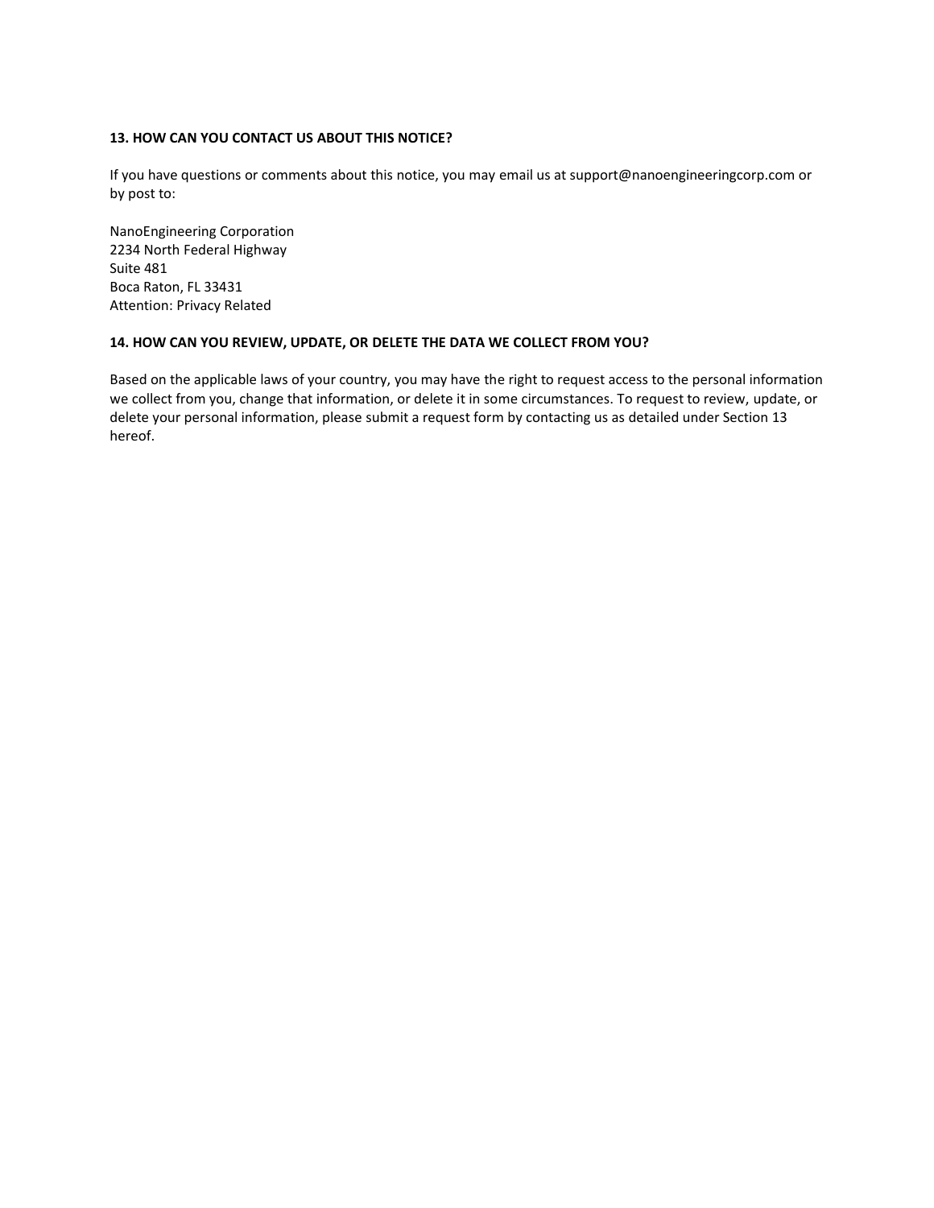**13. HOW CAN YOU CONTACT US ABOUT THIS NOTICE?**

If you have questions or comments about this notice, you may email us at support@nanoengineeringcorp.com or by post to:

NanoEngineering Corporation
2234 North Federal Highway
Suite 481
Boca Raton, FL 33431
Attention: Privacy Related

**14. HOW CAN YOU REVIEW, UPDATE, OR DELETE THE DATA WE COLLECT FROM YOU?**

Based on the applicable laws of your country, you may have the right to request access to the personal information we collect from you, change that information, or delete it in some circumstances. To request to review, update, or delete your personal information, please submit a request form by contacting us as detailed under Section 13 hereof.